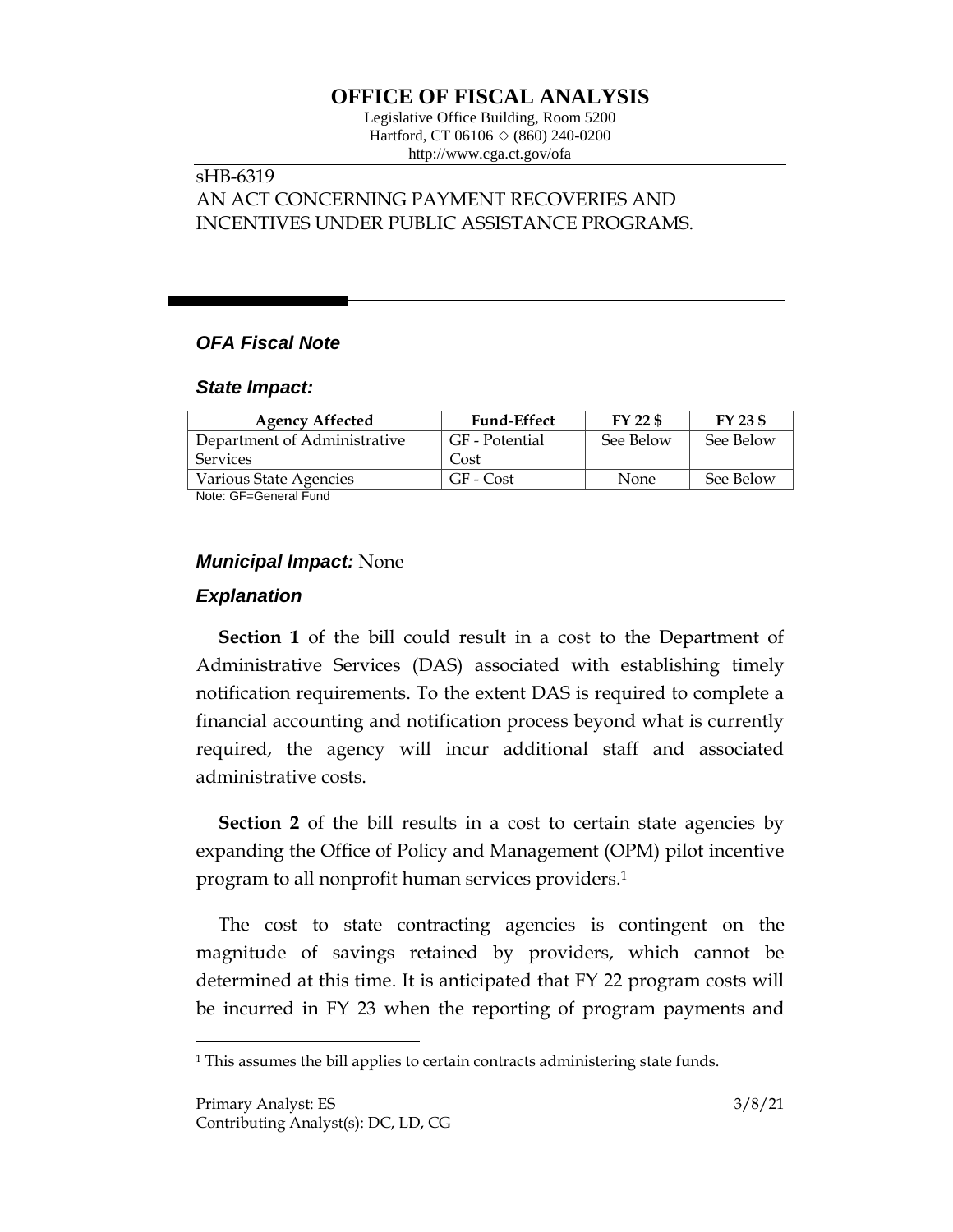# OFFICE OF FISCAL ANALYSIS

Legislative Office Building, Room 5200
Hartford, CT 06106 ◇ (860) 240-0200
http://www.cga.ct.gov/ofa

sHB-6319
AN ACT CONCERNING PAYMENT RECOVERIES AND INCENTIVES UNDER PUBLIC ASSISTANCE PROGRAMS.

## *OFA Fiscal Note*

### *State Impact:*

| Agency Affected | Fund-Effect | FY 22 $ | FY 23 $ |
|---|---|---|---|
| Department of Administrative Services | GF - Potential Cost | See Below | See Below |
| Various State Agencies | GF - Cost | None | See Below |

Note: GF=General Fund

### *Municipal Impact:* None

### *Explanation*

**Section 1** of the bill could result in a cost to the Department of Administrative Services (DAS) associated with establishing timely notification requirements. To the extent DAS is required to complete a financial accounting and notification process beyond what is currently required, the agency will incur additional staff and associated administrative costs.

**Section 2** of the bill results in a cost to certain state agencies by expanding the Office of Policy and Management (OPM) pilot incentive program to all nonprofit human services providers.[1]

The cost to state contracting agencies is contingent on the magnitude of savings retained by providers, which cannot be determined at this time. It is anticipated that FY 22 program costs will be incurred in FY 23 when the reporting of program payments and

[1] This assumes the bill applies to certain contracts administering state funds.

Primary Analyst: ES
Contributing Analyst(s): DC, LD, CG

3/8/21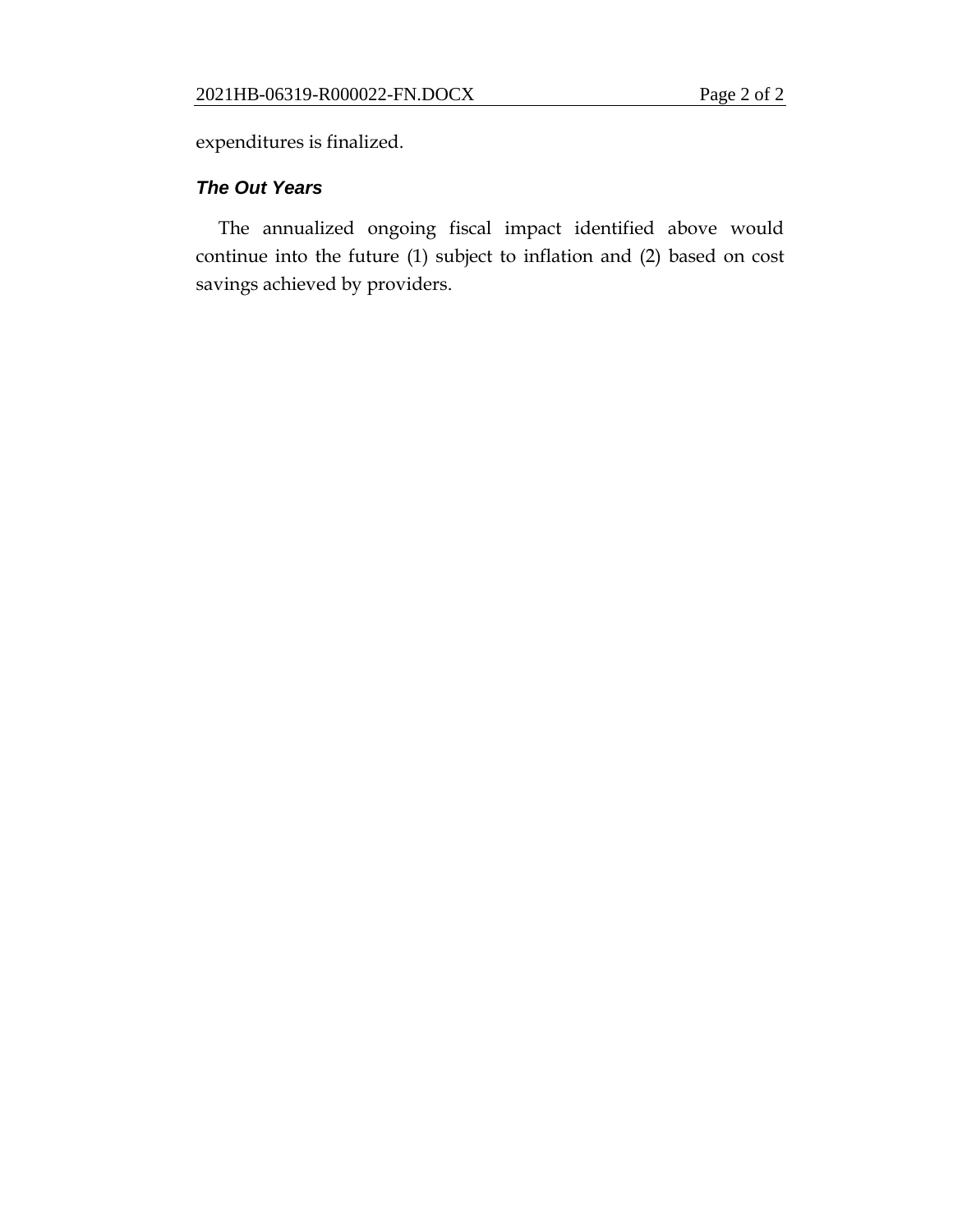expenditures is finalized.

### *The Out Years*

The annualized ongoing fiscal impact identified above would continue into the future (1) subject to inflation and (2) based on cost savings achieved by providers.